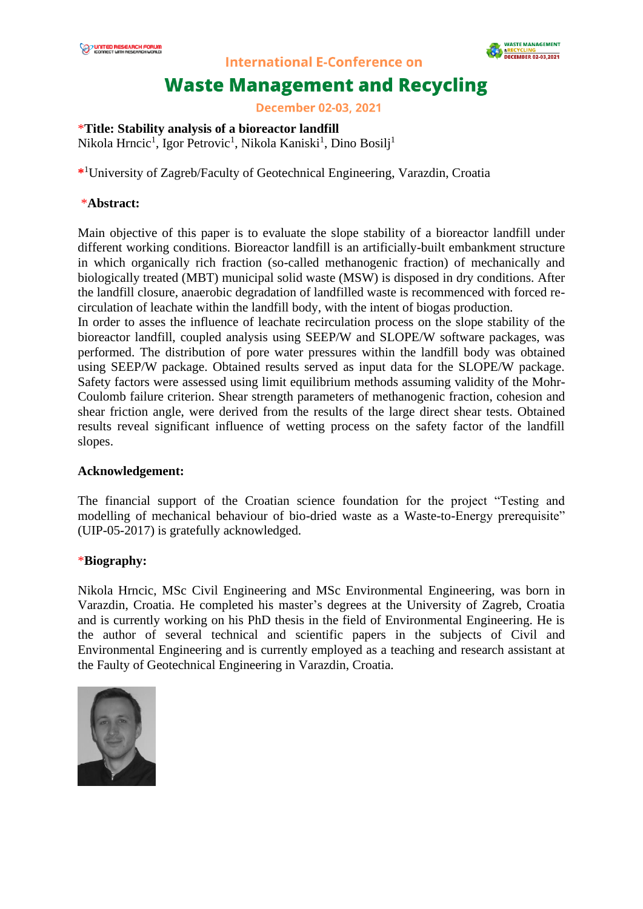International E-Conference on

# Waste Management and Recycling

December 02-03, 2021

*Title: **Stability analysis of a bioreactor landfill**

Nikola Hrncic[1], Igor Petrovic[1], Nikola Kaniski[1], Dino Bosilj[1]

*[1]University of Zagreb/Faculty of Geotechnical Engineering, Varazdin, Croatia

*__Abstract:__

Main objective of this paper is to evaluate the slope stability of a bioreactor landfill under different working conditions. Bioreactor landfill is an artificially-built embankment structure in which organically rich fraction (so-called methanogenic fraction) of mechanically and biologically treated (MBT) municipal solid waste (MSW) is disposed in dry conditions. After the landfill closure, anaerobic degradation of landfilled waste is recommenced with forced re-circulation of leachate within the landfill body, with the intent of biogas production.
In order to asses the influence of leachate recirculation process on the slope stability of the bioreactor landfill, coupled analysis using SEEP/W and SLOPE/W software packages, was performed. The distribution of pore water pressures within the landfill body was obtained using SEEP/W package. Obtained results served as input data for the SLOPE/W package. Safety factors were assessed using limit equilibrium methods assuming validity of the Mohr-Coulomb failure criterion. Shear strength parameters of methanogenic fraction, cohesion and shear friction angle, were derived from the results of the large direct shear tests. Obtained results reveal significant influence of wetting process on the safety factor of the landfill slopes.

**Acknowledgement:**

The financial support of the Croatian science foundation for the project "Testing and modelling of mechanical behaviour of bio-dried waste as a Waste-to-Energy prerequisite" (UIP-05-2017) is gratefully acknowledged.

*__Biography:__

Nikola Hrncic, MSc Civil Engineering and MSc Environmental Engineering, was born in Varazdin, Croatia. He completed his master's degrees at the University of Zagreb, Croatia and is currently working on his PhD thesis in the field of Environmental Engineering. He is the author of several technical and scientific papers in the subjects of Civil and Environmental Engineering and is currently employed as a teaching and research assistant at the Faculty of Geotechnical Engineering in Varazdin, Croatia.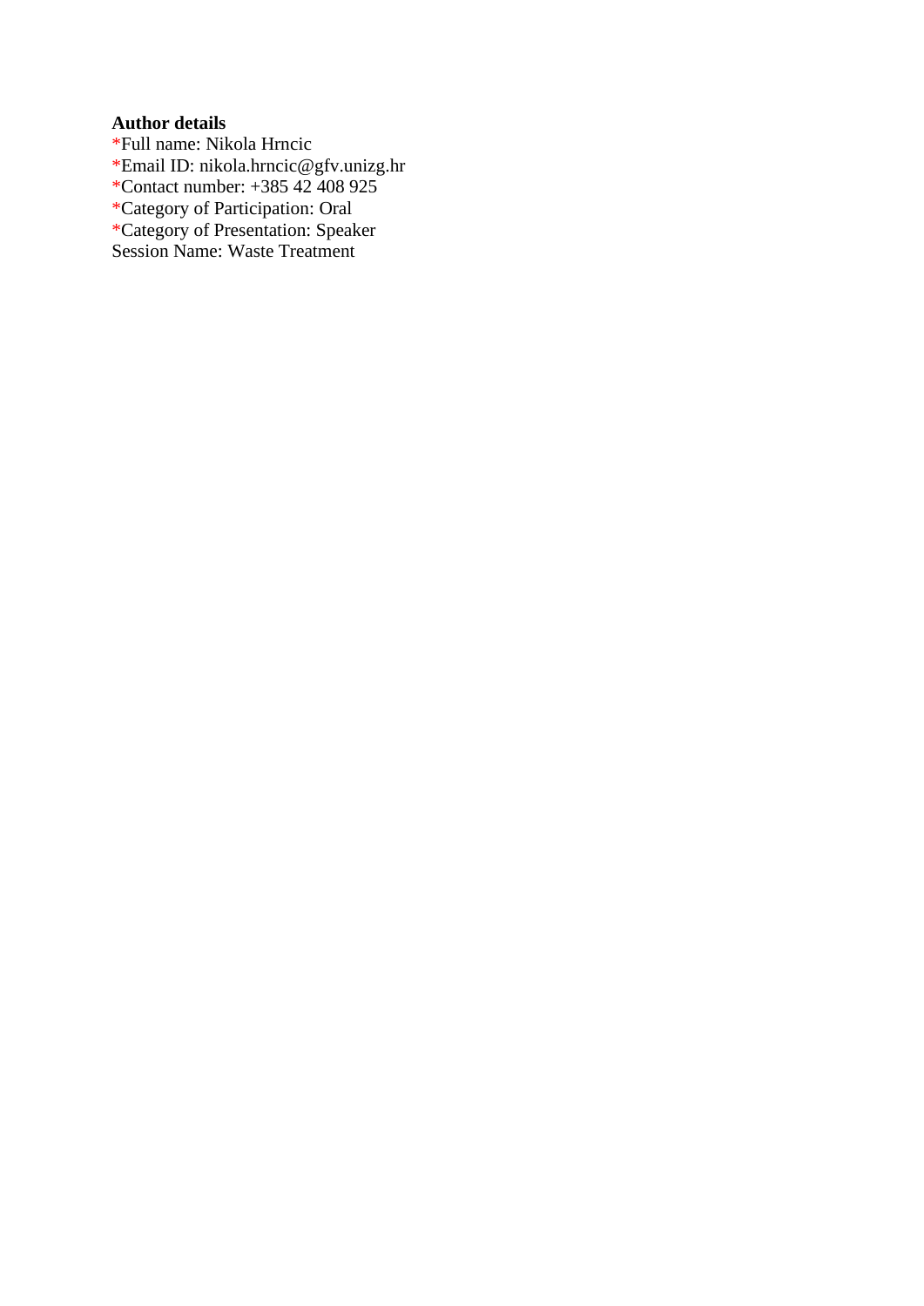**Author details**

*Full name: Nikola Hrncic
*Email ID: nikola.hrncic@gfv.unizg.hr
*Contact number: +385 42 408 925
*Category of Participation: Oral
*Category of Presentation: Speaker
Session Name: Waste Treatment